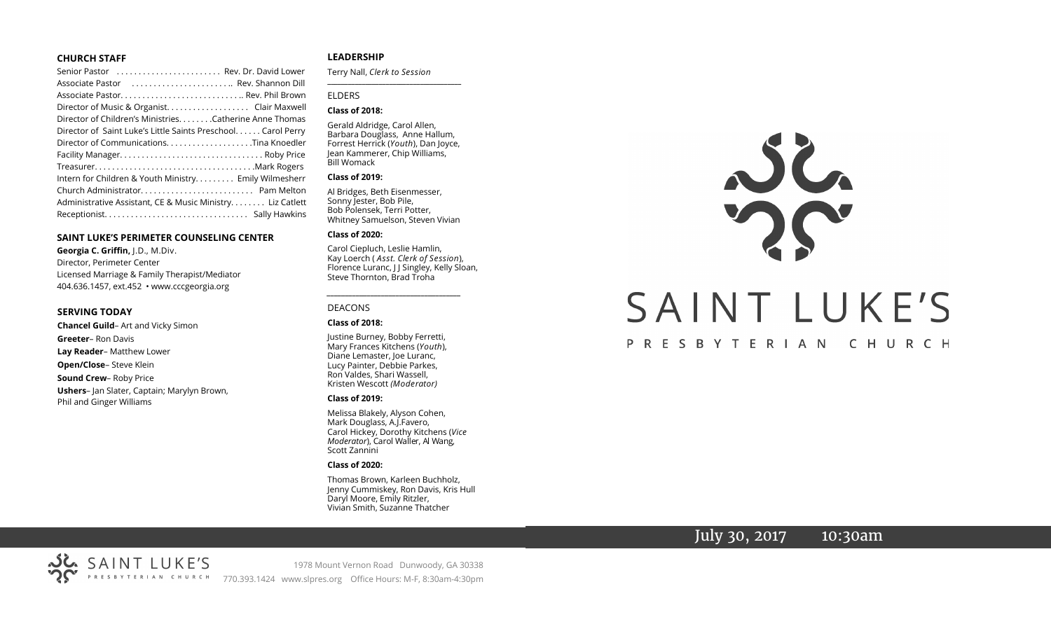### CHURCH STAFF

Senior Pastor . . . . . . . . . . . . . . . . . . . . . . . . Rev. Dr. David Lower
Associate Pastor . . . . . . . . . . . . . . . . . . . . . . .. Rev. Shannon Dill
Associate Pastor. . . . . . . . . . . . . . . . . . . . . . . . . . .. Rev. Phil Brown
Director of Music & Organist. . . . . . . . . . . . . . . . . . Clair Maxwell
Director of Children's Ministries. . . . . . . .Catherine Anne Thomas
Director of Saint Luke's Little Saints Preschool. . . . . . Carol Perry
Director of Communications. . . . . . . . . . . . . . . . . . . .Tina Knoedler
Facility Manager. . . . . . . . . . . . . . . . . . . . . . . . . . . . . . . . Roby Price
Treasurer. . . . . . . . . . . . . . . . . . . . . . . . . . . . . . . . . . . .Mark Rogers
Intern for Children & Youth Ministry. . . . . . . . . Emily Wilmesherr
Church Administrator. . . . . . . . . . . . . . . . . . . . . . . . . Pam Melton
Administrative Assistant, CE & Music Ministry. . . . . . . . Liz Catlett
Receptionist. . . . . . . . . . . . . . . . . . . . . . . . . . . . . . . . Sally Hawkins

### SAINT LUKE'S PERIMETER COUNSELING CENTER

**Georgia C. Griffin,** J.D., M.Div.
Director, Perimeter Center
Licensed Marriage & Family Therapist/Mediator
404.636.1457, ext.452 • www.cccgeorgia.org

### SERVING TODAY

**Chancel Guild**– Art and Vicky Simon
**Greeter**– Ron Davis
**Lay Reader**– Matthew Lower
**Open/Close**– Steve Klein
**Sound Crew**– Roby Price
**Ushers**– Jan Slater, Captain; Marylyn Brown, Phil and Ginger Williams

### LEADERSHIP

Terry Nall, *Clerk to Session*

ELDERS

**Class of 2018:**

Gerald Aldridge, Carol Allen, Barbara Douglass, Anne Hallum, Forrest Herrick (*Youth*), Dan Joyce, Jean Kammerer, Chip Williams, Bill Womack

**Class of 2019:**

Al Bridges, Beth Eisenmesser, Sonny Jester, Bob Pile, Bob Polensek, Terri Potter, Whitney Samuelson, Steven Vivian

**Class of 2020:**

Carol Ciepluch, Leslie Hamlin, Kay Loerch ( *Asst. Clerk of Session*), Florence Luranc, J J Singley, Kelly Sloan, Steve Thornton, Brad Troha

DEACONS

**Class of 2018:**

Justine Burney, Bobby Ferretti, Mary Frances Kitchens (*Youth*), Diane Lemaster, Joe Luranc, Lucy Painter, Debbie Parkes, Ron Valdes, Shari Wassell, Kristen Wescott *(Moderator)*

**Class of 2019:**

Melissa Blakely, Alyson Cohen, Mark Douglass, A.J.Favero, Carol Hickey, Dorothy Kitchens (*Vice Moderator*), Carol Waller, Al Wang, Scott Zannini

**Class of 2020:**

Thomas Brown, Karleen Buchholz, Jenny Cummiskey, Ron Davis, Kris Hull Daryl Moore, Emily Ritzler, Vivian Smith, Suzanne Thatcher

# SAINT LUKE'S

PRESBYTERIAN CHURCH

July 30, 2017 10:30am

SAINT LUKE'S PRESBYTERIAN CHURCH

1978 Mount Vernon Road Dunwoody, GA 30338
770.393.1424 www.slpres.org Office Hours: M-F, 8:30am-4:30pm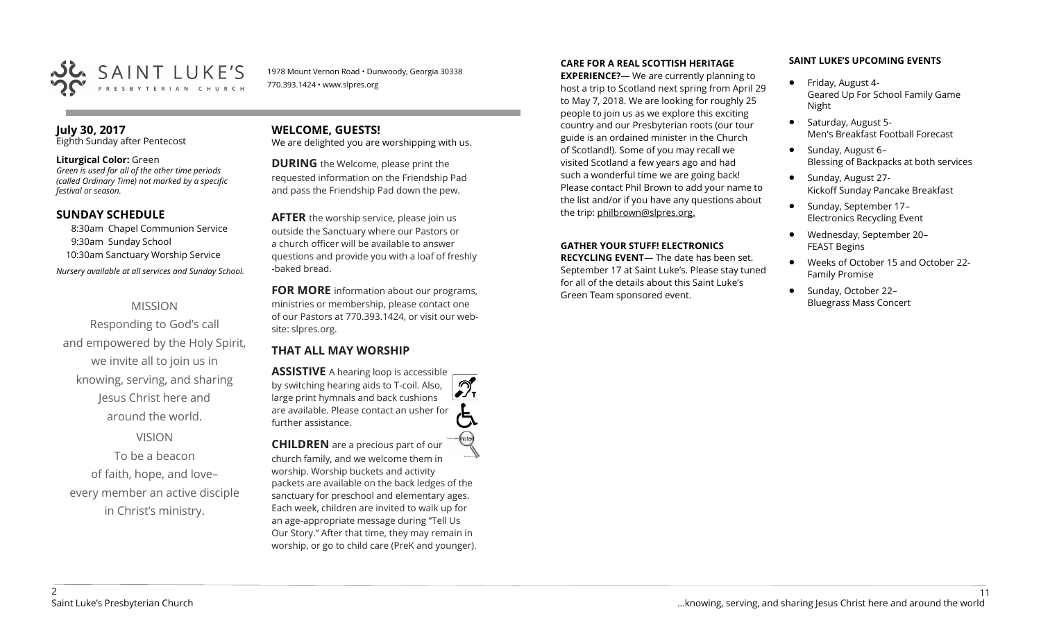SAINT LUKE'S PRESBYTERIAN CHURCH

1978 Mount Vernon Road • Dunwoody, Georgia 30338
770.393.1424 • www.slpres.org

**July 30, 2017**
Eighth Sunday after Pentecost

**Liturgical Color:** Green
*Green is used for all of the other time periods (called Ordinary Time) not marked by a specific festival or season.*

## SUNDAY SCHEDULE

8:30am Chapel Communion Service
9:30am Sunday School
10:30am Sanctuary Worship Service

*Nursery available at all services and Sunday School.*

MISSION

Responding to God's call and empowered by the Holy Spirit, we invite all to join us in knowing, serving, and sharing Jesus Christ here and around the world.

VISION

To be a beacon of faith, hope, and love– every member an active disciple in Christ's ministry.

## WELCOME, GUESTS!

We are delighted you are worshipping with us.

**DURING** the Welcome, please print the requested information on the Friendship Pad and pass the Friendship Pad down the pew.

**AFTER** the worship service, please join us outside the Sanctuary where our Pastors or a church officer will be available to answer questions and provide you with a loaf of freshly -baked bread.

**FOR MORE** information about our programs, ministries or membership, please contact one of our Pastors at 770.393.1424, or visit our website: slpres.org.

## THAT ALL MAY WORSHIP

**ASSISTIVE** A hearing loop is accessible by switching hearing aids to T-coil. Also, large print hymnals and back cushions are available. Please contact an usher for further assistance.

**CHILDREN** are a precious part of our church family, and we welcome them in worship. Worship buckets and activity packets are available on the back ledges of the sanctuary for preschool and elementary ages. Each week, children are invited to walk up for an age-appropriate message during "Tell Us Our Story." After that time, they may remain in worship, or go to child care (PreK and younger).

**CARE FOR A REAL SCOTTISH HERITAGE EXPERIENCE?**— We are currently planning to host a trip to Scotland next spring from April 29 to May 7, 2018. We are looking for roughly 25 people to join us as we explore this exciting country and our Presbyterian roots (our tour guide is an ordained minister in the Church of Scotland!). Some of you may recall we visited Scotland a few years ago and had such a wonderful time we are going back! Please contact Phil Brown to add your name to the list and/or if you have any questions about the trip: philbrown@slpres.org.

**GATHER YOUR STUFF! ELECTRONICS RECYCLING EVENT**— The date has been set. September 17 at Saint Luke's. Please stay tuned for all of the details about this Saint Luke's Green Team sponsored event.

**SAINT LUKE'S UPCOMING EVENTS**

- Friday, August 4- Geared Up For School Family Game Night
- Saturday, August 5- Men's Breakfast Football Forecast
- Sunday, August 6– Blessing of Backpacks at both services
- Sunday, August 27- Kickoff Sunday Pancake Breakfast
- Sunday, September 17– Electronics Recycling Event
- Wednesday, September 20– FEAST Begins
- Weeks of October 15 and October 22- Family Promise
- Sunday, October 22– Bluegrass Mass Concert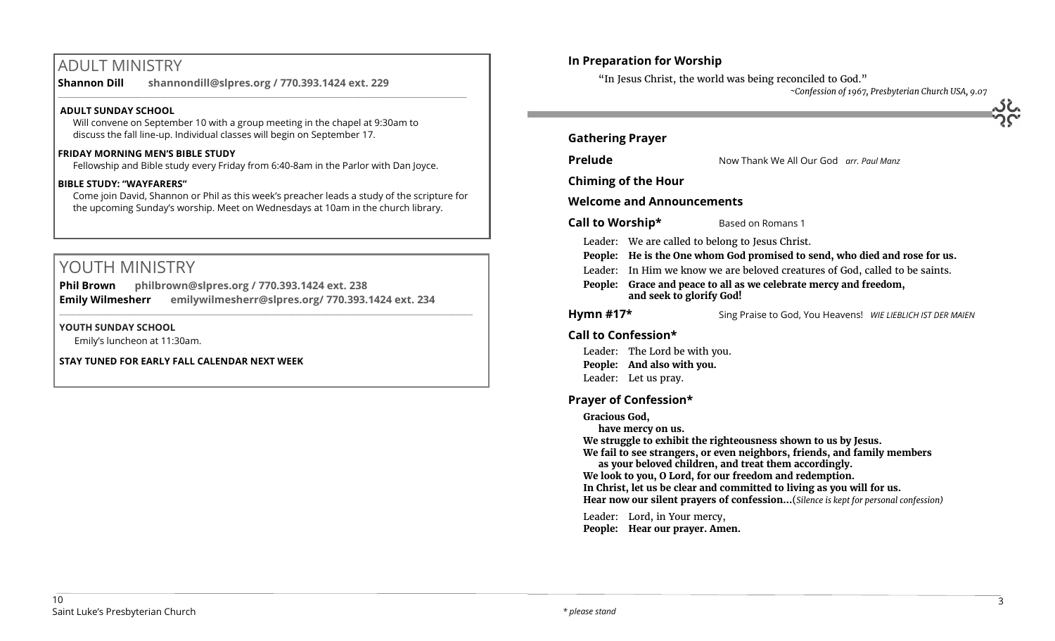# ADULT MINISTRY

**Shannon Dill shannondill@slpres.org / 770.393.1424 ext. 229**

**ADULT SUNDAY SCHOOL**

Will convene on September 10 with a group meeting in the chapel at 9:30am to discuss the fall line-up. Individual classes will begin on September 17.

**FRIDAY MORNING MEN'S BIBLE STUDY**

Fellowship and Bible study every Friday from 6:40-8am in the Parlor with Dan Joyce.

**BIBLE STUDY: "WAYFARERS"**

Come join David, Shannon or Phil as this week's preacher leads a study of the scripture for the upcoming Sunday's worship. Meet on Wednesdays at 10am in the church library.

# YOUTH MINISTRY

**Phil Brown philbrown@slpres.org / 770.393.1424 ext. 238**
**Emily Wilmesherr emilywilmesherr@slpres.org/ 770.393.1424 ext. 234**

**YOUTH SUNDAY SCHOOL**

Emily's luncheon at 11:30am.

**STAY TUNED FOR EARLY FALL CALENDAR NEXT WEEK**

## In Preparation for Worship

"In Jesus Christ, the world was being reconciled to God."

*~Confession of 1967, Presbyterian Church USA, 9.07*

## Gathering Prayer

**Prelude** Now Thank We All Our God *arr. Paul Manz*

**Chiming of the Hour**

**Welcome and Announcements**

**Call to Worship\*** Based on Romans 1

Leader: We are called to belong to Jesus Christ.
**People: He is the One whom God promised to send, who died and rose for us.**
Leader: In Him we know we are beloved creatures of God, called to be saints.
**People: Grace and peace to all as we celebrate mercy and freedom, and seek to glorify God!**

**Hymn #17\*** Sing Praise to God, You Heavens! *WIE LIEBLICH IST DER MAIEN*

**Call to Confession\***

Leader: The Lord be with you.
**People: And also with you.**
Leader: Let us pray.

**Prayer of Confession\***

**Gracious God,**
**have mercy on us.**
**We struggle to exhibit the righteousness shown to us by Jesus.**
**We fail to see strangers, or even neighbors, friends, and family members as your beloved children, and treat them accordingly.**
**We look to you, O Lord, for our freedom and redemption.**
**In Christ, let us be clear and committed to living as you will for us.**
**Hear now our silent prayers of confession…**(*Silence is kept for personal confession)*

Leader: Lord, in Your mercy,
**People: Hear our prayer. Amen.**

*\* please stand*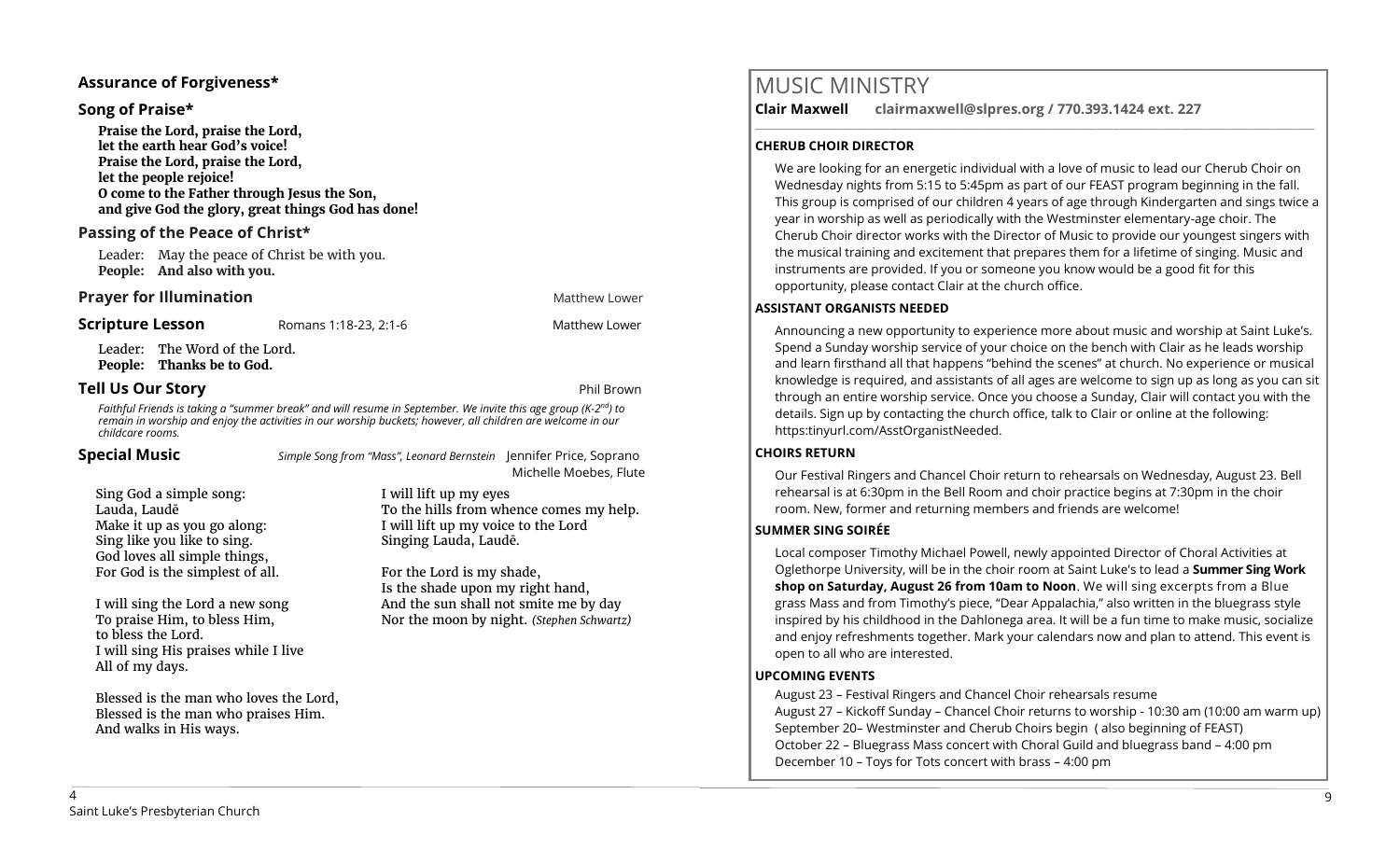## Assurance of Forgiveness*

## Song of Praise*

**Praise the Lord, praise the Lord,**
**let the earth hear God's voice!**
**Praise the Lord, praise the Lord,**
**let the people rejoice!**
**O come to the Father through Jesus the Son,**
**and give God the glory, great things God has done!**

## Passing of the Peace of Christ*

Leader: May the peace of Christ be with you.
**People: And also with you.**

## Prayer for Illumination

Matthew Lower

## Scripture Lesson

Romans 1:18-23, 2:1-6 — Matthew Lower

Leader: The Word of the Lord.
**People: Thanks be to God.**

## Tell Us Our Story

Phil Brown

*Faithful Friends is taking a "summer break" and will resume in September. We invite this age group (K-2nd) to remain in worship and enjoy the activities in our worship buckets; however, all children are welcome in our childcare rooms.*

## Special Music

*Simple Song from "Mass", Leonard Bernstein* — Jennifer Price, Soprano; Michelle Moebes, Flute

Sing God a simple song:
Lauda, Laudē
Make it up as you go along:
Sing like you like to sing.
God loves all simple things,
For God is the simplest of all.

I will sing the Lord a new song
To praise Him, to bless Him,
to bless the Lord.
I will sing His praises while I live
All of my days.

Blessed is the man who loves the Lord,
Blessed is the man who praises Him.
And walks in His ways.

I will lift up my eyes
To the hills from whence comes my help.
I will lift up my voice to the Lord
Singing Lauda, Laudē.

For the Lord is my shade,
Is the shade upon my right hand,
And the sun shall not smite me by day
Nor the moon by night. *(Stephen Schwartz)*

# MUSIC MINISTRY

**Clair Maxwell clairmaxwell@slpres.org / 770.393.1424 ext. 227**

### CHERUB CHOIR DIRECTOR

We are looking for an energetic individual with a love of music to lead our Cherub Choir on Wednesday nights from 5:15 to 5:45pm as part of our FEAST program beginning in the fall. This group is comprised of our children 4 years of age through Kindergarten and sings twice a year in worship as well as periodically with the Westminster elementary-age choir. The Cherub Choir director works with the Director of Music to provide our youngest singers with the musical training and excitement that prepares them for a lifetime of singing. Music and instruments are provided. If you or someone you know would be a good fit for this opportunity, please contact Clair at the church office.

### ASSISTANT ORGANISTS NEEDED

Announcing a new opportunity to experience more about music and worship at Saint Luke's. Spend a Sunday worship service of your choice on the bench with Clair as he leads worship and learn firsthand all that happens "behind the scenes" at church. No experience or musical knowledge is required, and assistants of all ages are welcome to sign up as long as you can sit through an entire worship service. Once you choose a Sunday, Clair will contact you with the details. Sign up by contacting the church office, talk to Clair or online at the following: https:tinyurl.com/AsstOrganistNeeded.

### CHOIRS RETURN

Our Festival Ringers and Chancel Choir return to rehearsals on Wednesday, August 23. Bell rehearsal is at 6:30pm in the Bell Room and choir practice begins at 7:30pm in the choir room. New, former and returning members and friends are welcome!

### SUMMER SING SOIRÉE

Local composer Timothy Michael Powell, newly appointed Director of Choral Activities at Oglethorpe University, will be in the choir room at Saint Luke's to lead a **Summer Sing Work shop on Saturday, August 26 from 10am to Noon**. We will sing excerpts from a Blue grass Mass and from Timothy's piece, "Dear Appalachia," also written in the bluegrass style inspired by his childhood in the Dahlonega area. It will be a fun time to make music, socialize and enjoy refreshments together. Mark your calendars now and plan to attend. This event is open to all who are interested.

### UPCOMING EVENTS

August 23 – Festival Ringers and Chancel Choir rehearsals resume
August 27 – Kickoff Sunday – Chancel Choir returns to worship - 10:30 am (10:00 am warm up)
September 20– Westminster and Cherub Choirs begin ( also beginning of FEAST)
October 22 – Bluegrass Mass concert with Choral Guild and bluegrass band – 4:00 pm
December 10 – Toys for Tots concert with brass – 4:00 pm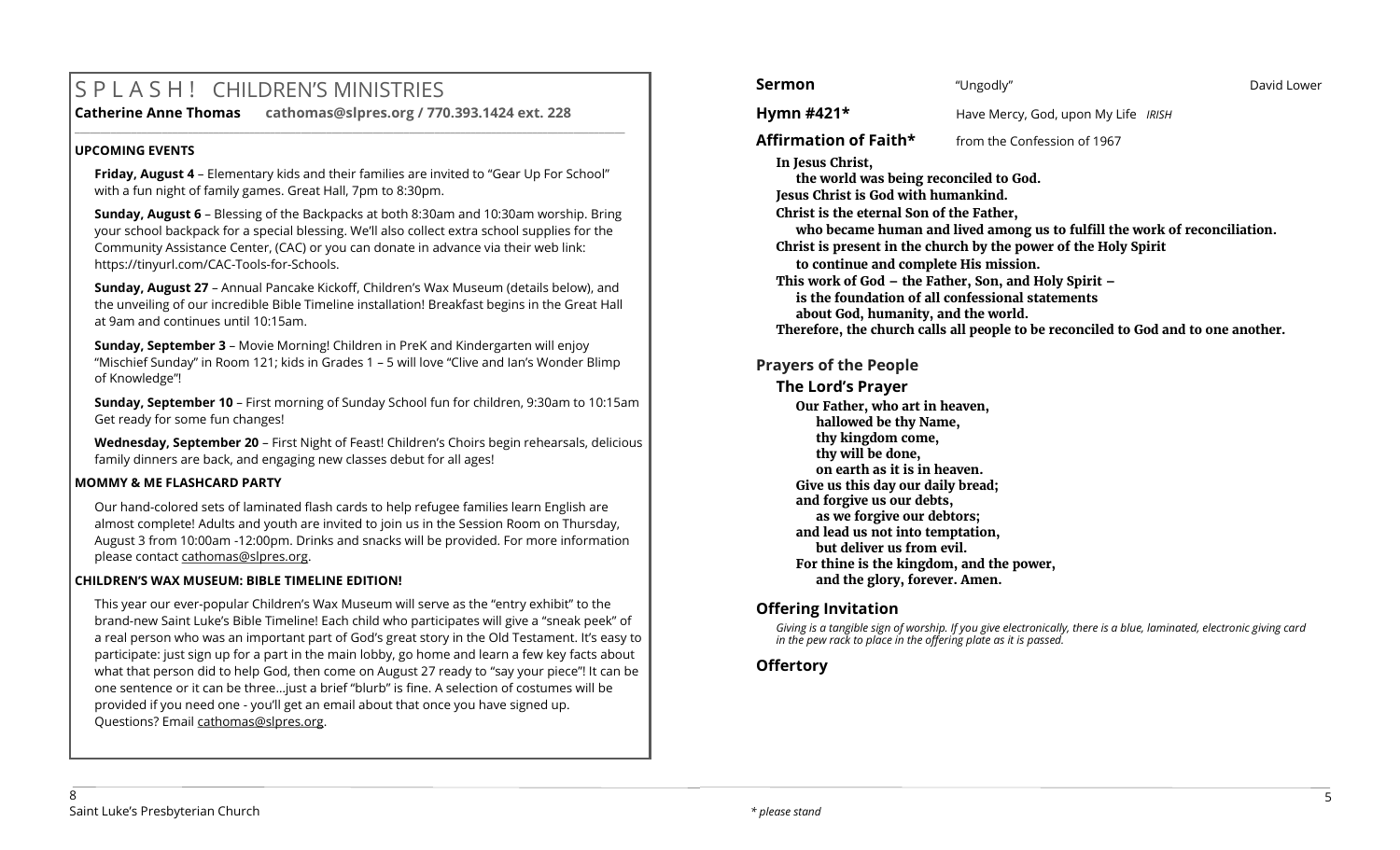# S P L A S H ! CHILDREN'S MINISTRIES

**Catherine Anne Thomas cathomas@slpres.org / 770.393.1424 ext. 228**

### UPCOMING EVENTS

**Friday, August 4** – Elementary kids and their families are invited to "Gear Up For School" with a fun night of family games. Great Hall, 7pm to 8:30pm.

**Sunday, August 6** – Blessing of the Backpacks at both 8:30am and 10:30am worship. Bring your school backpack for a special blessing. We'll also collect extra school supplies for the Community Assistance Center, (CAC) or you can donate in advance via their web link: https://tinyurl.com/CAC-Tools-for-Schools.

**Sunday, August 27** – Annual Pancake Kickoff, Children's Wax Museum (details below), and the unveiling of our incredible Bible Timeline installation! Breakfast begins in the Great Hall at 9am and continues until 10:15am.

**Sunday, September 3** – Movie Morning! Children in PreK and Kindergarten will enjoy "Mischief Sunday" in Room 121; kids in Grades 1 – 5 will love "Clive and Ian's Wonder Blimp of Knowledge"!

**Sunday, September 10** – First morning of Sunday School fun for children, 9:30am to 10:15am Get ready for some fun changes!

**Wednesday, September 20** – First Night of Feast! Children's Choirs begin rehearsals, delicious family dinners are back, and engaging new classes debut for all ages!

### MOMMY & ME FLASHCARD PARTY

Our hand-colored sets of laminated flash cards to help refugee families learn English are almost complete! Adults and youth are invited to join us in the Session Room on Thursday, August 3 from 10:00am -12:00pm. Drinks and snacks will be provided. For more information please contact cathomas@slpres.org.

### CHILDREN'S WAX MUSEUM: BIBLE TIMELINE EDITION!

This year our ever-popular Children's Wax Museum will serve as the "entry exhibit" to the brand-new Saint Luke's Bible Timeline! Each child who participates will give a "sneak peek" of a real person who was an important part of God's great story in the Old Testament. It's easy to participate: just sign up for a part in the main lobby, go home and learn a few key facts about what that person did to help God, then come on August 27 ready to "say your piece"! It can be one sentence or it can be three…just a brief "blurb" is fine. A selection of costumes will be provided if you need one - you'll get an email about that once you have signed up. Questions? Email cathomas@slpres.org.

---

**Sermon** "Ungodly" David Lower

**Hymn #421*** Have Mercy, God, upon My Life *IRISH*

**Affirmation of Faith*** from the Confession of 1967

**In Jesus Christ,**
**the world was being reconciled to God.**
**Jesus Christ is God with humankind.**
**Christ is the eternal Son of the Father,**
**who became human and lived among us to fulfill the work of reconciliation.**
**Christ is present in the church by the power of the Holy Spirit**
**to continue and complete His mission.**
**This work of God – the Father, Son, and Holy Spirit –**
**is the foundation of all confessional statements**
**about God, humanity, and the world.**
**Therefore, the church calls all people to be reconciled to God and to one another.**

## Prayers of the People

### The Lord's Prayer

**Our Father, who art in heaven,**
**hallowed be thy Name,**
**thy kingdom come,**
**thy will be done,**
**on earth as it is in heaven.**
**Give us this day our daily bread;**
**and forgive us our debts,**
**as we forgive our debtors;**
**and lead us not into temptation,**
**but deliver us from evil.**
**For thine is the kingdom, and the power,**
**and the glory, forever. Amen.**

## Offering Invitation

*Giving is a tangible sign of worship. If you give electronically, there is a blue, laminated, electronic giving card in the pew rack to place in the offering plate as it is passed.*

## Offertory

*\* please stand*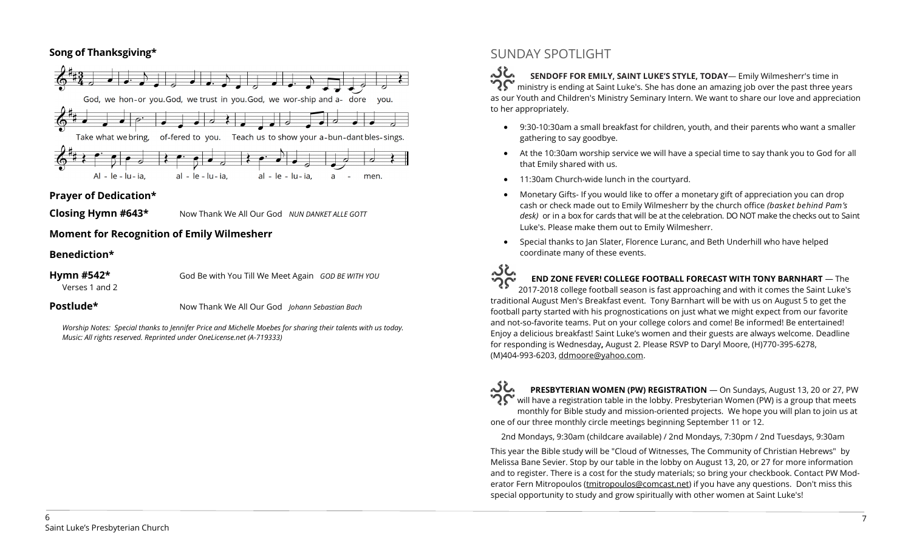**Song of Thanksgiving***

God, we hon-or you. God, we trust in you. God, we wor-ship and a- dore you.
Take what we bring, of-fered to you. Teach us to show your a-bun-dant bles-sings.
Al - le - lu - ia, al - le - lu - ia, al - le - lu - ia, a - men.

**Prayer of Dedication***

**Closing Hymn #643*** Now Thank We All Our God *NUN DANKET ALLE GOTT*

**Moment for Recognition of Emily Wilmesherr**

**Benediction***

**Hymn #542*** God Be with You Till We Meet Again *GOD BE WITH YOU*
Verses 1 and 2

**Postlude*** Now Thank We All Our God *Johann Sebastian Bach*

*Worship Notes: Special thanks to Jennifer Price and Michelle Moebes for sharing their talents with us today.*
*Music: All rights reserved. Reprinted under OneLicense.net (A-719333)*

## SUNDAY SPOTLIGHT

**SENDOFF FOR EMILY, SAINT LUKE'S STYLE, TODAY**— Emily Wilmesherr's time in ministry is ending at Saint Luke's. She has done an amazing job over the past three years as our Youth and Children's Ministry Seminary Intern. We want to share our love and appreciation to her appropriately.

- 9:30-10:30am a small breakfast for children, youth, and their parents who want a smaller gathering to say goodbye.
- At the 10:30am worship service we will have a special time to say thank you to God for all that Emily shared with us.
- 11:30am Church-wide lunch in the courtyard.
- Monetary Gifts- If you would like to offer a monetary gift of appreciation you can drop cash or check made out to Emily Wilmesherr by the church office *(basket behind Pam's desk)* or in a box for cards that will be at the celebration. DO NOT make the checks out to Saint Luke's. Please make them out to Emily Wilmesherr.
- Special thanks to Jan Slater, Florence Luranc, and Beth Underhill who have helped coordinate many of these events.

**END ZONE FEVER! COLLEGE FOOTBALL FORECAST WITH TONY BARNHART** — The 2017-2018 college football season is fast approaching and with it comes the Saint Luke's traditional August Men's Breakfast event. Tony Barnhart will be with us on August 5 to get the football party started with his prognostications on just what we might expect from our favorite and not-so-favorite teams. Put on your college colors and come! Be informed! Be entertained! Enjoy a delicious breakfast! Saint Luke's women and their guests are always welcome. Deadline for responding is Wednesday, August 2. Please RSVP to Daryl Moore, (H)770-395-6278, (M)404-993-6203, ddmoore@yahoo.com.

**PRESBYTERIAN WOMEN (PW) REGISTRATION** — On Sundays, August 13, 20 or 27, PW will have a registration table in the lobby. Presbyterian Women (PW) is a group that meets monthly for Bible study and mission-oriented projects. We hope you will plan to join us at one of our three monthly circle meetings beginning September 11 or 12.

2nd Mondays, 9:30am (childcare available) / 2nd Mondays, 7:30pm / 2nd Tuesdays, 9:30am

This year the Bible study will be "Cloud of Witnesses, The Community of Christian Hebrews" by Melissa Bane Sevier. Stop by our table in the lobby on August 13, 20, or 27 for more information and to register. There is a cost for the study materials; so bring your checkbook. Contact PW Moderator Fern Mitropoulos (tmitropoulos@comcast.net) if you have any questions. Don't miss this special opportunity to study and grow spiritually with other women at Saint Luke's!